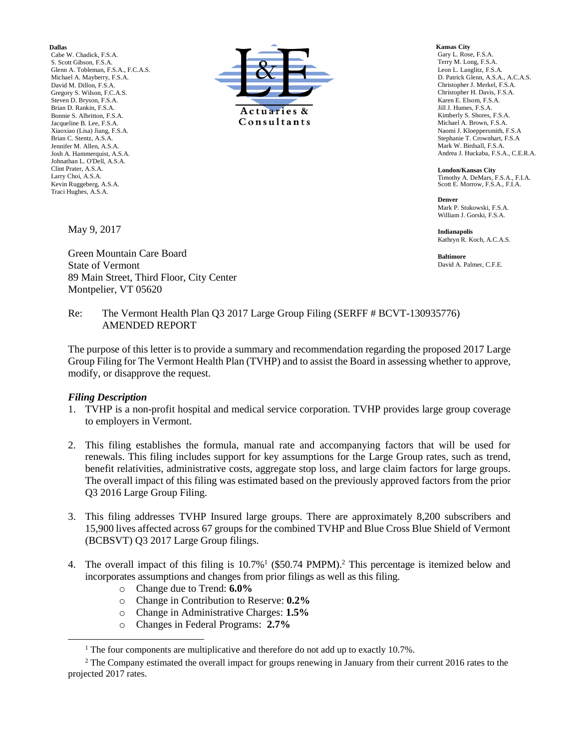**Dallas**
Cabe W. Chadick, F.S.A.
S. Scott Gibson, F.S.A.
Glenn A. Tobleman, F.S.A., F.C.A.S.
Michael A. Mayberry, F.S.A.
David M. Dillon, F.S.A.
Gregory S. Wilson, F.C.A.S.
Steven D. Bryson, F.S.A.
Brian D. Rankin, F.S.A.
Bonnie S. Albritton, F.S.A.
Jacqueline B. Lee, F.S.A.
Xiaoxiao (Lisa) Jiang, F.S.A.
Brian C. Stentz, A.S.A.
Jennifer M. Allen, A.S.A.
Josh A. Hammerquist, A.S.A.
Johnathan L. O'Dell, A.S.A.
Clint Prater, A.S.A.
Larry Choi, A.S.A.
Kevin Ruggeberg, A.S.A.
Traci Hughes, A.S.A.

L&E Actuaries & Consultants

**Kansas City**
Gary L. Rose, F.S.A.
Terry M. Long, F.S.A.
Leon L. Langlitz, F.S.A.
D. Patrick Glenn, A.S.A., A.C.A.S.
Christopher J. Merkel, F.S.A.
Christopher H. Davis, F.S.A.
Karen E. Elsom, F.S.A.
Jill J. Humes, F.S.A.
Kimberly S. Shores, F.S.A.
Michael A. Brown, F.S.A.
Naomi J. Kloeppersmith, F.S.A
Stephanie T. Crownhart, F.S.A
Mark W. Birdsall, F.S.A.
Andrea J. Huckaba, F.S.A., C.E.R.A.

**London/Kansas City**
Timothy A. DeMars, F.S.A., F.I.A.
Scott E. Morrow, F.S.A., F.I.A.

**Denver**
Mark P. Stukowski, F.S.A.
William J. Gorski, F.S.A.

**Indianapolis**
Kathryn R. Koch, A.C.A.S.

**Baltimore**
David A. Palmer, C.F.E.

May 9, 2017

Green Mountain Care Board
State of Vermont
89 Main Street, Third Floor, City Center
Montpelier, VT 05620

Re: The Vermont Health Plan Q3 2017 Large Group Filing (SERFF # BCVT-130935776) AMENDED REPORT

The purpose of this letter is to provide a summary and recommendation regarding the proposed 2017 Large Group Filing for The Vermont Health Plan (TVHP) and to assist the Board in assessing whether to approve, modify, or disapprove the request.

***Filing Description***

1. TVHP is a non-profit hospital and medical service corporation. TVHP provides large group coverage to employers in Vermont.

2. This filing establishes the formula, manual rate and accompanying factors that will be used for renewals. This filing includes support for key assumptions for the Large Group rates, such as trend, benefit relativities, administrative costs, aggregate stop loss, and large claim factors for large groups. The overall impact of this filing was estimated based on the previously approved factors from the prior Q3 2016 Large Group Filing.

3. This filing addresses TVHP Insured large groups. There are approximately 8,200 subscribers and 15,900 lives affected across 67 groups for the combined TVHP and Blue Cross Blue Shield of Vermont (BCBSVT) Q3 2017 Large Group filings.

4. The overall impact of this filing is 10.7%[1] ($50.74 PMPM).[2] This percentage is itemized below and incorporates assumptions and changes from prior filings as well as this filing.
   - Change due to Trend: **6.0%**
   - Change in Contribution to Reserve: **0.2%**
   - Change in Administrative Charges: **1.5%**
   - Changes in Federal Programs: **2.7%**

[1] The four components are multiplicative and therefore do not add up to exactly 10.7%.

[2] The Company estimated the overall impact for groups renewing in January from their current 2016 rates to the projected 2017 rates.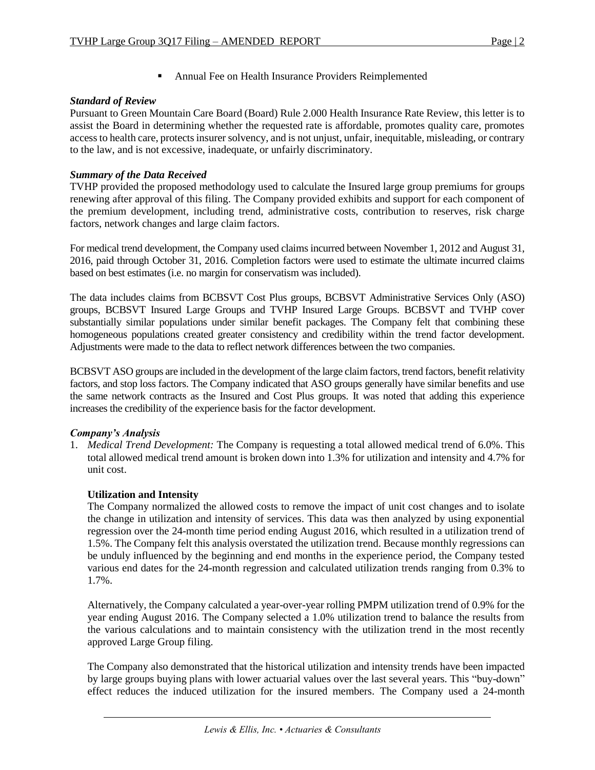- Annual Fee on Health Insurance Providers Reimplemented

### *Standard of Review*

Pursuant to Green Mountain Care Board (Board) Rule 2.000 Health Insurance Rate Review, this letter is to assist the Board in determining whether the requested rate is affordable, promotes quality care, promotes access to health care, protects insurer solvency, and is not unjust, unfair, inequitable, misleading, or contrary to the law, and is not excessive, inadequate, or unfairly discriminatory.

### *Summary of the Data Received*

TVHP provided the proposed methodology used to calculate the Insured large group premiums for groups renewing after approval of this filing. The Company provided exhibits and support for each component of the premium development, including trend, administrative costs, contribution to reserves, risk charge factors, network changes and large claim factors.

For medical trend development, the Company used claims incurred between November 1, 2012 and August 31, 2016, paid through October 31, 2016. Completion factors were used to estimate the ultimate incurred claims based on best estimates (i.e. no margin for conservatism was included).

The data includes claims from BCBSVT Cost Plus groups, BCBSVT Administrative Services Only (ASO) groups, BCBSVT Insured Large Groups and TVHP Insured Large Groups. BCBSVT and TVHP cover substantially similar populations under similar benefit packages. The Company felt that combining these homogeneous populations created greater consistency and credibility within the trend factor development. Adjustments were made to the data to reflect network differences between the two companies.

BCBSVT ASO groups are included in the development of the large claim factors, trend factors, benefit relativity factors, and stop loss factors. The Company indicated that ASO groups generally have similar benefits and use the same network contracts as the Insured and Cost Plus groups. It was noted that adding this experience increases the credibility of the experience basis for the factor development.

### *Company's Analysis*

1. *Medical Trend Development:* The Company is requesting a total allowed medical trend of 6.0%. This total allowed medical trend amount is broken down into 1.3% for utilization and intensity and 4.7% for unit cost.

   **Utilization and Intensity**

   The Company normalized the allowed costs to remove the impact of unit cost changes and to isolate the change in utilization and intensity of services. This data was then analyzed by using exponential regression over the 24-month time period ending August 2016, which resulted in a utilization trend of 1.5%. The Company felt this analysis overstated the utilization trend. Because monthly regressions can be unduly influenced by the beginning and end months in the experience period, the Company tested various end dates for the 24-month regression and calculated utilization trends ranging from 0.3% to 1.7%.

   Alternatively, the Company calculated a year-over-year rolling PMPM utilization trend of 0.9% for the year ending August 2016. The Company selected a 1.0% utilization trend to balance the results from the various calculations and to maintain consistency with the utilization trend in the most recently approved Large Group filing.

   The Company also demonstrated that the historical utilization and intensity trends have been impacted by large groups buying plans with lower actuarial values over the last several years. This "buy-down" effect reduces the induced utilization for the insured members. The Company used a 24-month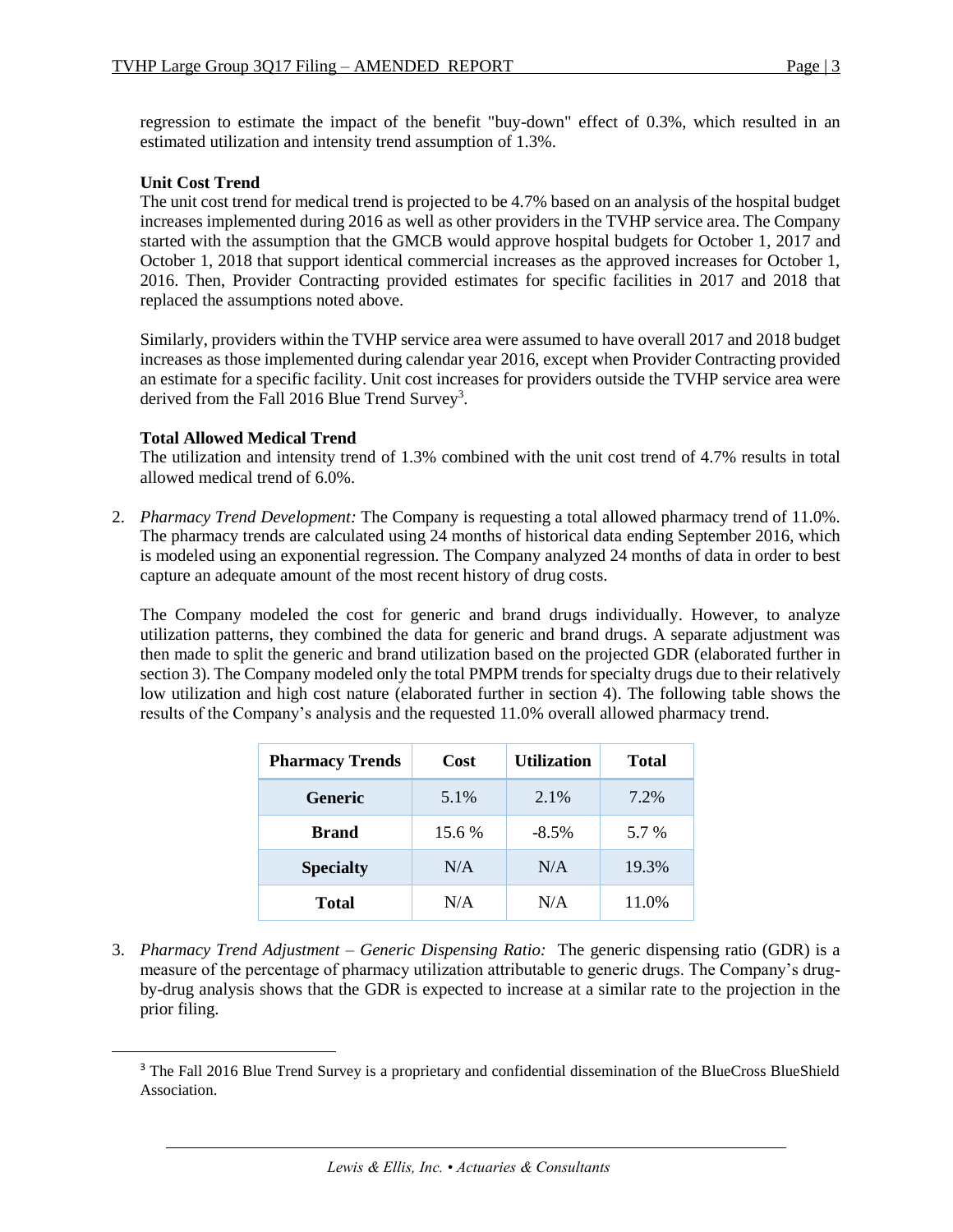regression to estimate the impact of the benefit "buy-down" effect of 0.3%, which resulted in an estimated utilization and intensity trend assumption of 1.3%.

**Unit Cost Trend**

The unit cost trend for medical trend is projected to be 4.7% based on an analysis of the hospital budget increases implemented during 2016 as well as other providers in the TVHP service area. The Company started with the assumption that the GMCB would approve hospital budgets for October 1, 2017 and October 1, 2018 that support identical commercial increases as the approved increases for October 1, 2016. Then, Provider Contracting provided estimates for specific facilities in 2017 and 2018 that replaced the assumptions noted above.

Similarly, providers within the TVHP service area were assumed to have overall 2017 and 2018 budget increases as those implemented during calendar year 2016, except when Provider Contracting provided an estimate for a specific facility. Unit cost increases for providers outside the TVHP service area were derived from the Fall 2016 Blue Trend Survey[3].

**Total Allowed Medical Trend**

The utilization and intensity trend of 1.3% combined with the unit cost trend of 4.7% results in total allowed medical trend of 6.0%.

2. *Pharmacy Trend Development:* The Company is requesting a total allowed pharmacy trend of 11.0%. The pharmacy trends are calculated using 24 months of historical data ending September 2016, which is modeled using an exponential regression. The Company analyzed 24 months of data in order to best capture an adequate amount of the most recent history of drug costs.

   The Company modeled the cost for generic and brand drugs individually. However, to analyze utilization patterns, they combined the data for generic and brand drugs. A separate adjustment was then made to split the generic and brand utilization based on the projected GDR (elaborated further in section 3). The Company modeled only the total PMPM trends for specialty drugs due to their relatively low utilization and high cost nature (elaborated further in section 4). The following table shows the results of the Company's analysis and the requested 11.0% overall allowed pharmacy trend.

| Pharmacy Trends | Cost | Utilization | Total |
|---|---|---|---|
| **Generic** | 5.1% | 2.1% | 7.2% |
| **Brand** | 15.6 % | -8.5% | 5.7 % |
| **Specialty** | N/A | N/A | 19.3% |
| **Total** | N/A | N/A | 11.0% |

3. *Pharmacy Trend Adjustment – Generic Dispensing Ratio:* The generic dispensing ratio (GDR) is a measure of the percentage of pharmacy utilization attributable to generic drugs. The Company's drug-by-drug analysis shows that the GDR is expected to increase at a similar rate to the projection in the prior filing.

[3] The Fall 2016 Blue Trend Survey is a proprietary and confidential dissemination of the BlueCross BlueShield Association.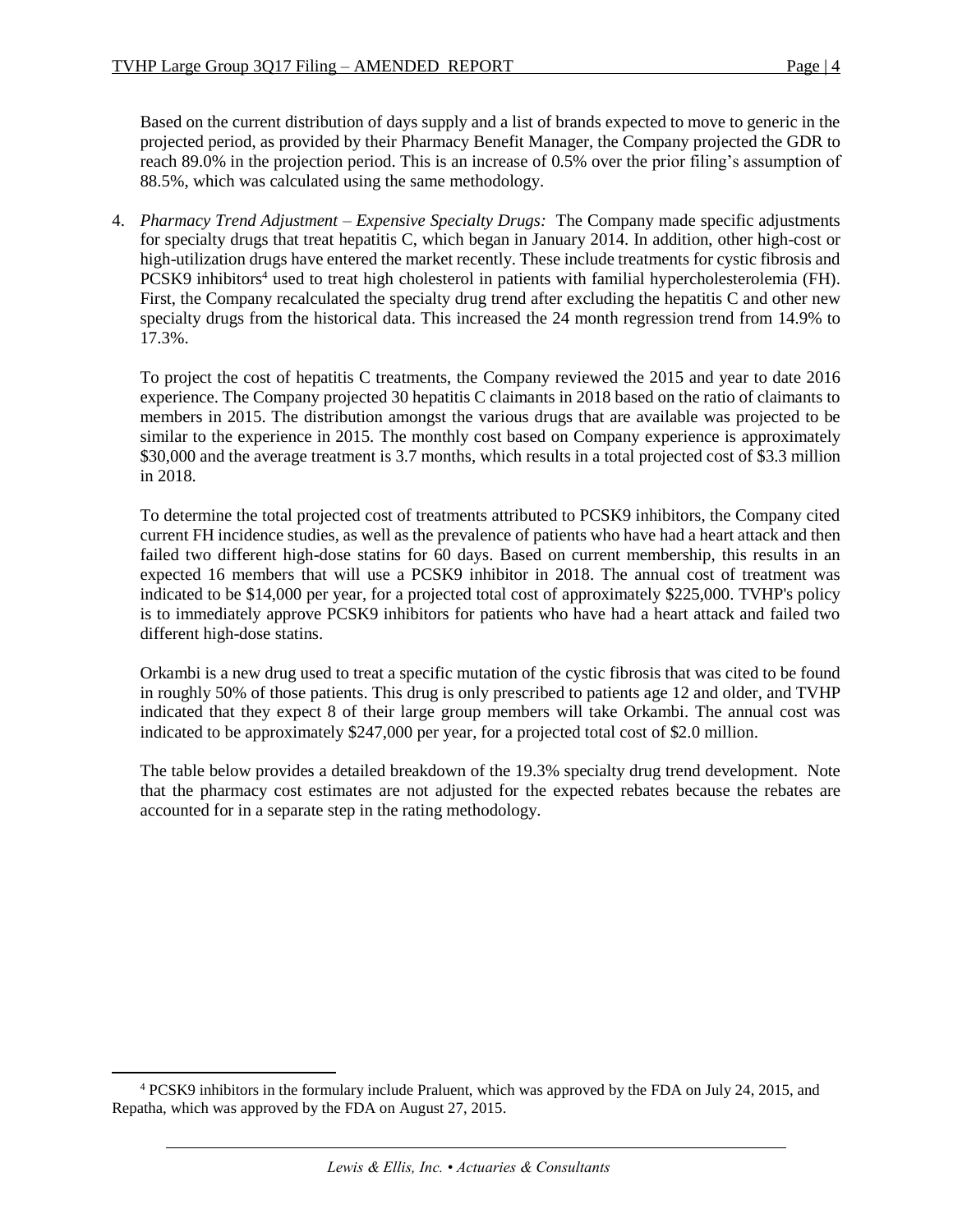Based on the current distribution of days supply and a list of brands expected to move to generic in the projected period, as provided by their Pharmacy Benefit Manager, the Company projected the GDR to reach 89.0% in the projection period. This is an increase of 0.5% over the prior filing's assumption of 88.5%, which was calculated using the same methodology.

4. *Pharmacy Trend Adjustment – Expensive Specialty Drugs:* The Company made specific adjustments for specialty drugs that treat hepatitis C, which began in January 2014. In addition, other high-cost or high-utilization drugs have entered the market recently. These include treatments for cystic fibrosis and PCSK9 inhibitors[4] used to treat high cholesterol in patients with familial hypercholesterolemia (FH). First, the Company recalculated the specialty drug trend after excluding the hepatitis C and other new specialty drugs from the historical data. This increased the 24 month regression trend from 14.9% to 17.3%.

   To project the cost of hepatitis C treatments, the Company reviewed the 2015 and year to date 2016 experience. The Company projected 30 hepatitis C claimants in 2018 based on the ratio of claimants to members in 2015. The distribution amongst the various drugs that are available was projected to be similar to the experience in 2015. The monthly cost based on Company experience is approximately $30,000 and the average treatment is 3.7 months, which results in a total projected cost of $3.3 million in 2018.

   To determine the total projected cost of treatments attributed to PCSK9 inhibitors, the Company cited current FH incidence studies, as well as the prevalence of patients who have had a heart attack and then failed two different high-dose statins for 60 days. Based on current membership, this results in an expected 16 members that will use a PCSK9 inhibitor in 2018. The annual cost of treatment was indicated to be $14,000 per year, for a projected total cost of approximately $225,000. TVHP's policy is to immediately approve PCSK9 inhibitors for patients who have had a heart attack and failed two different high-dose statins.

   Orkambi is a new drug used to treat a specific mutation of the cystic fibrosis that was cited to be found in roughly 50% of those patients. This drug is only prescribed to patients age 12 and older, and TVHP indicated that they expect 8 of their large group members will take Orkambi. The annual cost was indicated to be approximately $247,000 per year, for a projected total cost of $2.0 million.

   The table below provides a detailed breakdown of the 19.3% specialty drug trend development. Note that the pharmacy cost estimates are not adjusted for the expected rebates because the rebates are accounted for in a separate step in the rating methodology.

---

[4] PCSK9 inhibitors in the formulary include Praluent, which was approved by the FDA on July 24, 2015, and Repatha, which was approved by the FDA on August 27, 2015.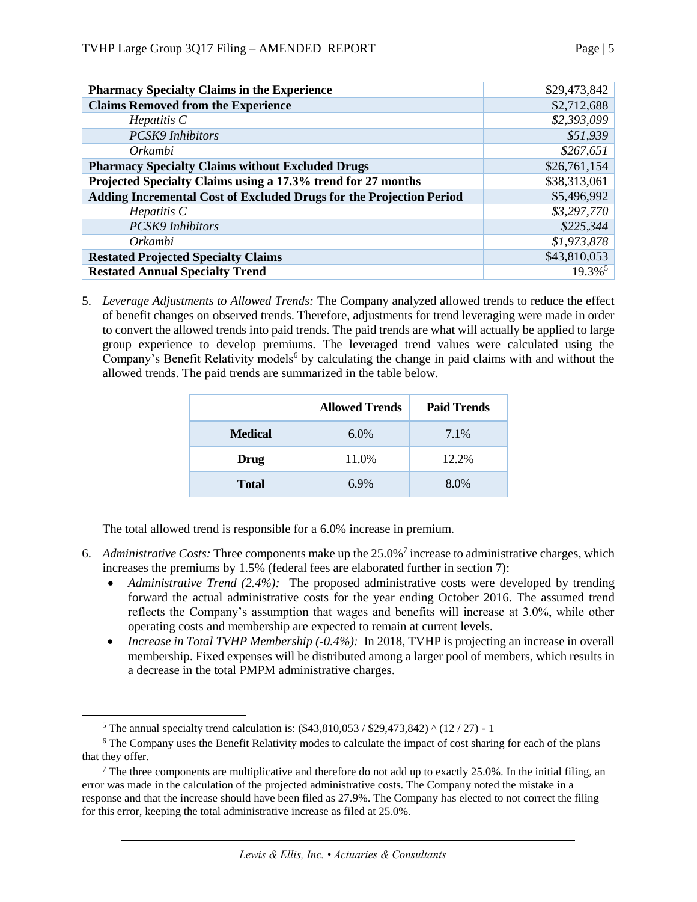| **Pharmacy Specialty Claims in the Experience** | $29,473,842 |
|---|---|
| **Claims Removed from the Experience** | $2,712,688 |
| *Hepatitis C* | *$2,393,099* |
| *PCSK9 Inhibitors* | *$51,939* |
| *Orkambi* | *$267,651* |
| **Pharmacy Specialty Claims without Excluded Drugs** | $26,761,154 |
| **Projected Specialty Claims using a 17.3% trend for 27 months** | $38,313,061 |
| **Adding Incremental Cost of Excluded Drugs for the Projection Period** | $5,496,992 |
| *Hepatitis C* | *$3,297,770* |
| *PCSK9 Inhibitors* | *$225,344* |
| *Orkambi* | *$1,973,878* |
| **Restated Projected Specialty Claims** | $43,810,053 |
| **Restated Annual Specialty Trend** | 19.3%[5] |

5. *Leverage Adjustments to Allowed Trends:* The Company analyzed allowed trends to reduce the effect of benefit changes on observed trends. Therefore, adjustments for trend leveraging were made in order to convert the allowed trends into paid trends. The paid trends are what will actually be applied to large group experience to develop premiums. The leveraged trend values were calculated using the Company's Benefit Relativity models[6] by calculating the change in paid claims with and without the allowed trends. The paid trends are summarized in the table below.

| | **Allowed Trends** | **Paid Trends** |
|---|---|---|
| **Medical** | 6.0% | 7.1% |
| **Drug** | 11.0% | 12.2% |
| **Total** | 6.9% | 8.0% |

   The total allowed trend is responsible for a 6.0% increase in premium.

6. *Administrative Costs:* Three components make up the 25.0%[7] increase to administrative charges, which increases the premiums by 1.5% (federal fees are elaborated further in section 7):
   - *Administrative Trend (2.4%):* The proposed administrative costs were developed by trending forward the actual administrative costs for the year ending October 2016. The assumed trend reflects the Company's assumption that wages and benefits will increase at 3.0%, while other operating costs and membership are expected to remain at current levels.
   - *Increase in Total TVHP Membership (-0.4%):* In 2018, TVHP is projecting an increase in overall membership. Fixed expenses will be distributed among a larger pool of members, which results in a decrease in the total PMPM administrative charges.

---

[5] The annual specialty trend calculation is: ($43,810,053 / $29,473,842) ^ (12 / 27) - 1

[6] The Company uses the Benefit Relativity modes to calculate the impact of cost sharing for each of the plans that they offer.

[7] The three components are multiplicative and therefore do not add up to exactly 25.0%. In the initial filing, an error was made in the calculation of the projected administrative costs. The Company noted the mistake in a response and that the increase should have been filed as 27.9%. The Company has elected to not correct the filing for this error, keeping the total administrative increase as filed at 25.0%.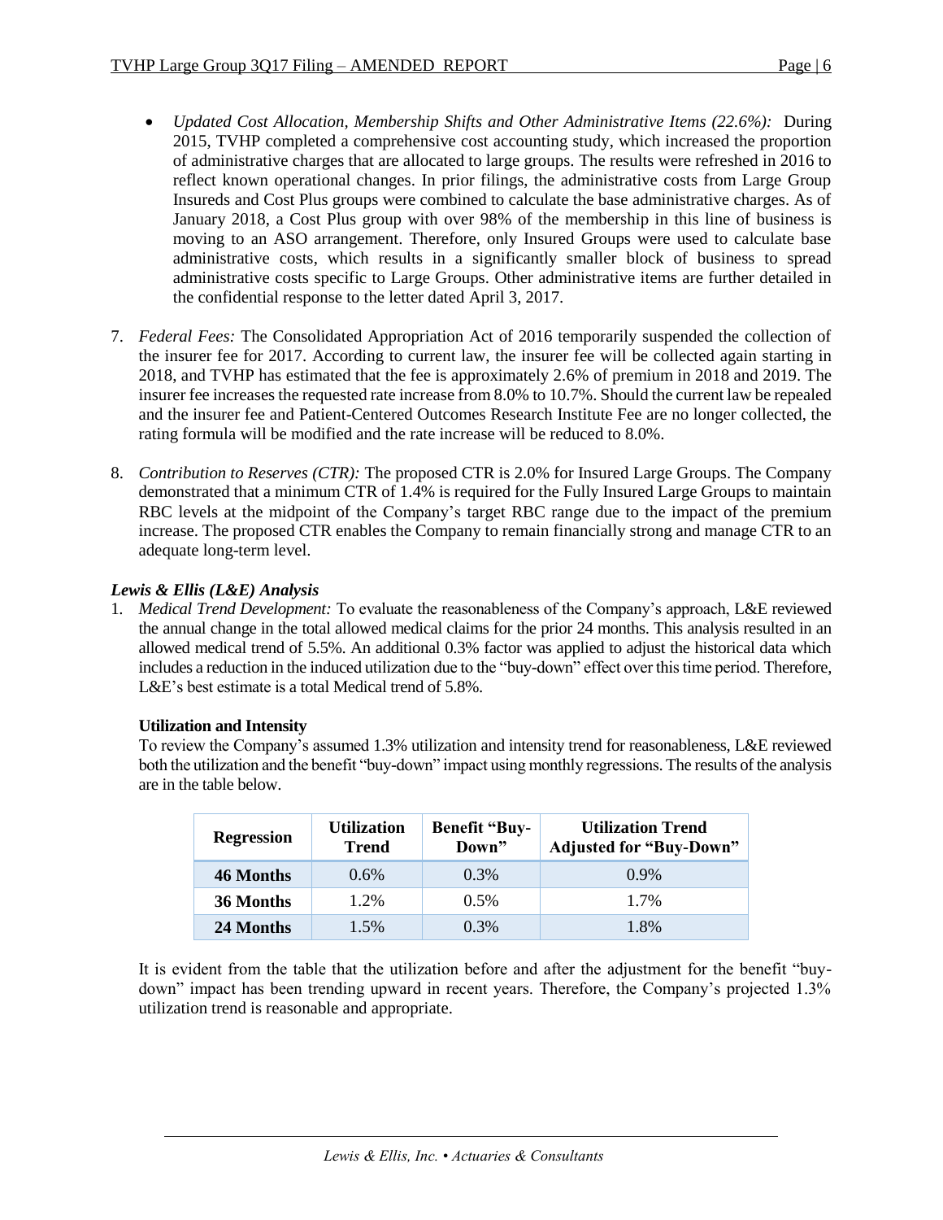- *Updated Cost Allocation, Membership Shifts and Other Administrative Items (22.6%):* During 2015, TVHP completed a comprehensive cost accounting study, which increased the proportion of administrative charges that are allocated to large groups. The results were refreshed in 2016 to reflect known operational changes. In prior filings, the administrative costs from Large Group Insureds and Cost Plus groups were combined to calculate the base administrative charges. As of January 2018, a Cost Plus group with over 98% of the membership in this line of business is moving to an ASO arrangement. Therefore, only Insured Groups were used to calculate base administrative costs, which results in a significantly smaller block of business to spread administrative costs specific to Large Groups. Other administrative items are further detailed in the confidential response to the letter dated April 3, 2017.

7. *Federal Fees:* The Consolidated Appropriation Act of 2016 temporarily suspended the collection of the insurer fee for 2017. According to current law, the insurer fee will be collected again starting in 2018, and TVHP has estimated that the fee is approximately 2.6% of premium in 2018 and 2019. The insurer fee increases the requested rate increase from 8.0% to 10.7%. Should the current law be repealed and the insurer fee and Patient-Centered Outcomes Research Institute Fee are no longer collected, the rating formula will be modified and the rate increase will be reduced to 8.0%.

8. *Contribution to Reserves (CTR):* The proposed CTR is 2.0% for Insured Large Groups. The Company demonstrated that a minimum CTR of 1.4% is required for the Fully Insured Large Groups to maintain RBC levels at the midpoint of the Company's target RBC range due to the impact of the premium increase. The proposed CTR enables the Company to remain financially strong and manage CTR to an adequate long-term level.

### *Lewis & Ellis (L&E) Analysis*

1. *Medical Trend Development:* To evaluate the reasonableness of the Company's approach, L&E reviewed the annual change in the total allowed medical claims for the prior 24 months. This analysis resulted in an allowed medical trend of 5.5%. An additional 0.3% factor was applied to adjust the historical data which includes a reduction in the induced utilization due to the "buy-down" effect over this time period. Therefore, L&E's best estimate is a total Medical trend of 5.8%.

**Utilization and Intensity**

To review the Company's assumed 1.3% utilization and intensity trend for reasonableness, L&E reviewed both the utilization and the benefit "buy-down" impact using monthly regressions. The results of the analysis are in the table below.

| Regression | Utilization Trend | Benefit "Buy-Down" | Utilization Trend Adjusted for "Buy-Down" |
|---|---|---|---|
| **46 Months** | 0.6% | 0.3% | 0.9% |
| **36 Months** | 1.2% | 0.5% | 1.7% |
| **24 Months** | 1.5% | 0.3% | 1.8% |

It is evident from the table that the utilization before and after the adjustment for the benefit "buy-down" impact has been trending upward in recent years. Therefore, the Company's projected 1.3% utilization trend is reasonable and appropriate.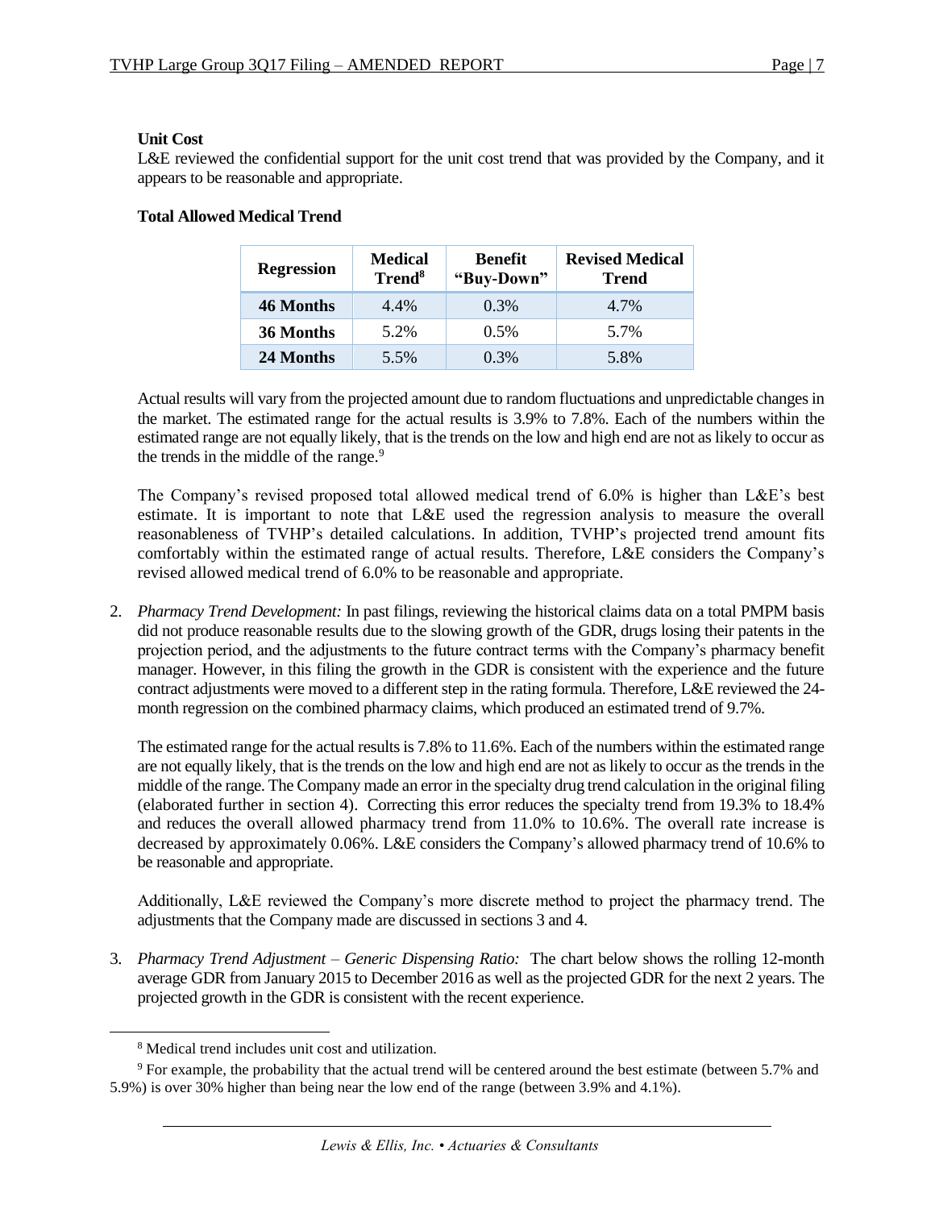**Unit Cost**

L&E reviewed the confidential support for the unit cost trend that was provided by the Company, and it appears to be reasonable and appropriate.

**Total Allowed Medical Trend**

| Regression | Medical Trend[8] | Benefit "Buy-Down" | Revised Medical Trend |
|---|---|---|---|
| **46 Months** | 4.4% | 0.3% | 4.7% |
| **36 Months** | 5.2% | 0.5% | 5.7% |
| **24 Months** | 5.5% | 0.3% | 5.8% |

Actual results will vary from the projected amount due to random fluctuations and unpredictable changes in the market. The estimated range for the actual results is 3.9% to 7.8%. Each of the numbers within the estimated range are not equally likely, that is the trends on the low and high end are not as likely to occur as the trends in the middle of the range.[9]

The Company's revised proposed total allowed medical trend of 6.0% is higher than L&E's best estimate. It is important to note that L&E used the regression analysis to measure the overall reasonableness of TVHP's detailed calculations. In addition, TVHP's projected trend amount fits comfortably within the estimated range of actual results. Therefore, L&E considers the Company's revised allowed medical trend of 6.0% to be reasonable and appropriate.

2. *Pharmacy Trend Development:* In past filings, reviewing the historical claims data on a total PMPM basis did not produce reasonable results due to the slowing growth of the GDR, drugs losing their patents in the projection period, and the adjustments to the future contract terms with the Company's pharmacy benefit manager. However, in this filing the growth in the GDR is consistent with the experience and the future contract adjustments were moved to a different step in the rating formula. Therefore, L&E reviewed the 24-month regression on the combined pharmacy claims, which produced an estimated trend of 9.7%.

   The estimated range for the actual results is 7.8% to 11.6%. Each of the numbers within the estimated range are not equally likely, that is the trends on the low and high end are not as likely to occur as the trends in the middle of the range. The Company made an error in the specialty drug trend calculation in the original filing (elaborated further in section 4). Correcting this error reduces the specialty trend from 19.3% to 18.4% and reduces the overall allowed pharmacy trend from 11.0% to 10.6%. The overall rate increase is decreased by approximately 0.06%. L&E considers the Company's allowed pharmacy trend of 10.6% to be reasonable and appropriate.

   Additionally, L&E reviewed the Company's more discrete method to project the pharmacy trend. The adjustments that the Company made are discussed in sections 3 and 4.

3. *Pharmacy Trend Adjustment – Generic Dispensing Ratio:* The chart below shows the rolling 12-month average GDR from January 2015 to December 2016 as well as the projected GDR for the next 2 years. The projected growth in the GDR is consistent with the recent experience.

---

[8] Medical trend includes unit cost and utilization.

[9] For example, the probability that the actual trend will be centered around the best estimate (between 5.7% and 5.9%) is over 30% higher than being near the low end of the range (between 3.9% and 4.1%).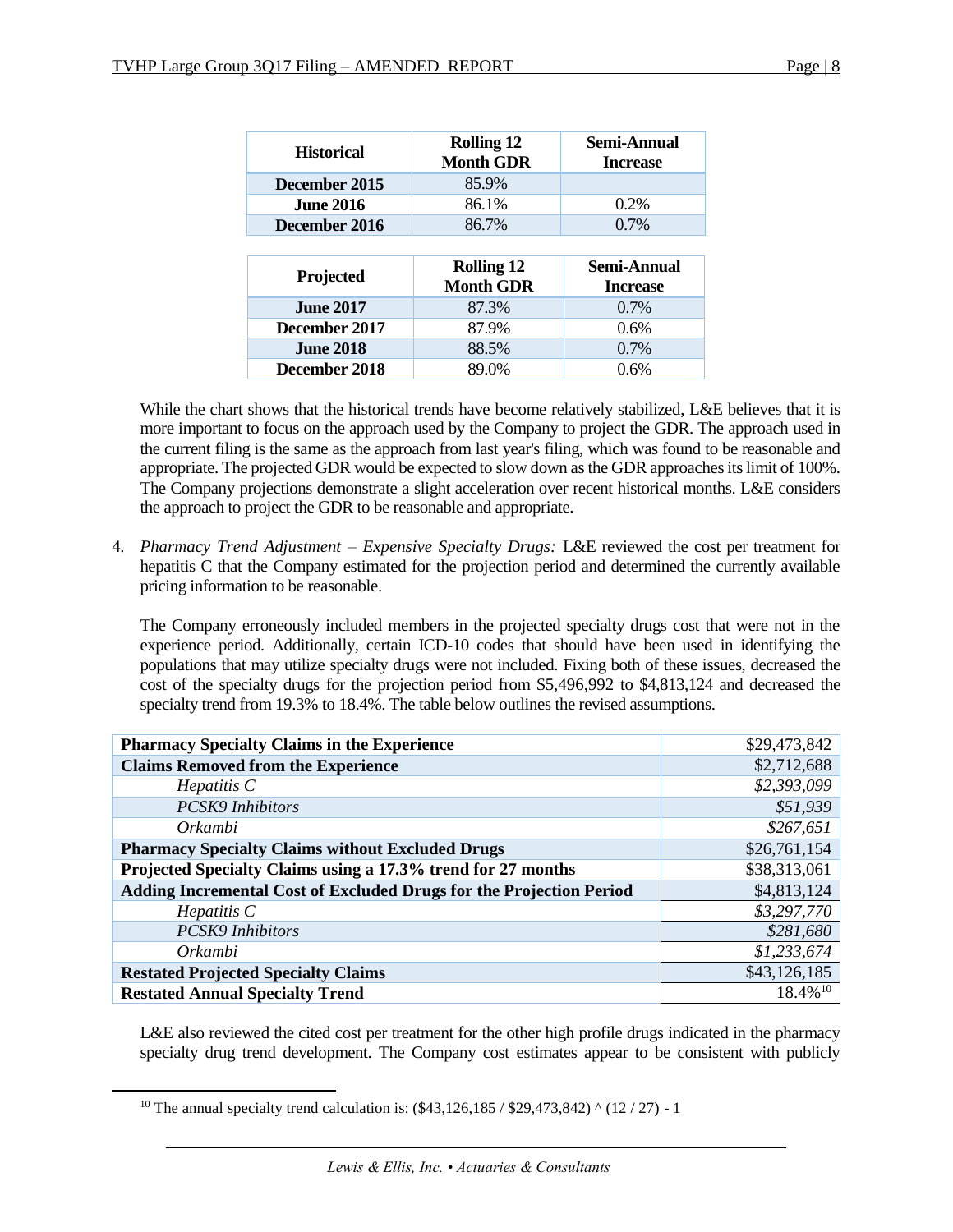| Historical | Rolling 12 Month GDR | Semi-Annual Increase |
|---|---|---|
| **December 2015** | 85.9% | |
| **June 2016** | 86.1% | 0.2% |
| **December 2016** | 86.7% | 0.7% |

| Projected | Rolling 12 Month GDR | Semi-Annual Increase |
|---|---|---|
| **June 2017** | 87.3% | 0.7% |
| **December 2017** | 87.9% | 0.6% |
| **June 2018** | 88.5% | 0.7% |
| **December 2018** | 89.0% | 0.6% |

While the chart shows that the historical trends have become relatively stabilized, L&E believes that it is more important to focus on the approach used by the Company to project the GDR. The approach used in the current filing is the same as the approach from last year's filing, which was found to be reasonable and appropriate. The projected GDR would be expected to slow down as the GDR approaches its limit of 100%. The Company projections demonstrate a slight acceleration over recent historical months. L&E considers the approach to project the GDR to be reasonable and appropriate.

4. *Pharmacy Trend Adjustment – Expensive Specialty Drugs:* L&E reviewed the cost per treatment for hepatitis C that the Company estimated for the projection period and determined the currently available pricing information to be reasonable.

   The Company erroneously included members in the projected specialty drugs cost that were not in the experience period. Additionally, certain ICD-10 codes that should have been used in identifying the populations that may utilize specialty drugs were not included. Fixing both of these issues, decreased the cost of the specialty drugs for the projection period from $5,496,992 to $4,813,124 and decreased the specialty trend from 19.3% to 18.4%. The table below outlines the revised assumptions.

| | |
|---|---|
| **Pharmacy Specialty Claims in the Experience** | $29,473,842 |
| **Claims Removed from the Experience** | $2,712,688 |
| *Hepatitis C* | *$2,393,099* |
| *PCSK9 Inhibitors* | *$51,939* |
| *Orkambi* | *$267,651* |
| **Pharmacy Specialty Claims without Excluded Drugs** | $26,761,154 |
| **Projected Specialty Claims using a 17.3% trend for 27 months** | $38,313,061 |
| **Adding Incremental Cost of Excluded Drugs for the Projection Period** | $4,813,124 |
| *Hepatitis C* | *$3,297,770* |
| *PCSK9 Inhibitors* | *$281,680* |
| *Orkambi* | *$1,233,674* |
| **Restated Projected Specialty Claims** | $43,126,185 |
| **Restated Annual Specialty Trend** | 18.4%[10] |

   L&E also reviewed the cited cost per treatment for the other high profile drugs indicated in the pharmacy specialty drug trend development. The Company cost estimates appear to be consistent with publicly

[10] The annual specialty trend calculation is: ($43,126,185 / $29,473,842) ^ (12 / 27) - 1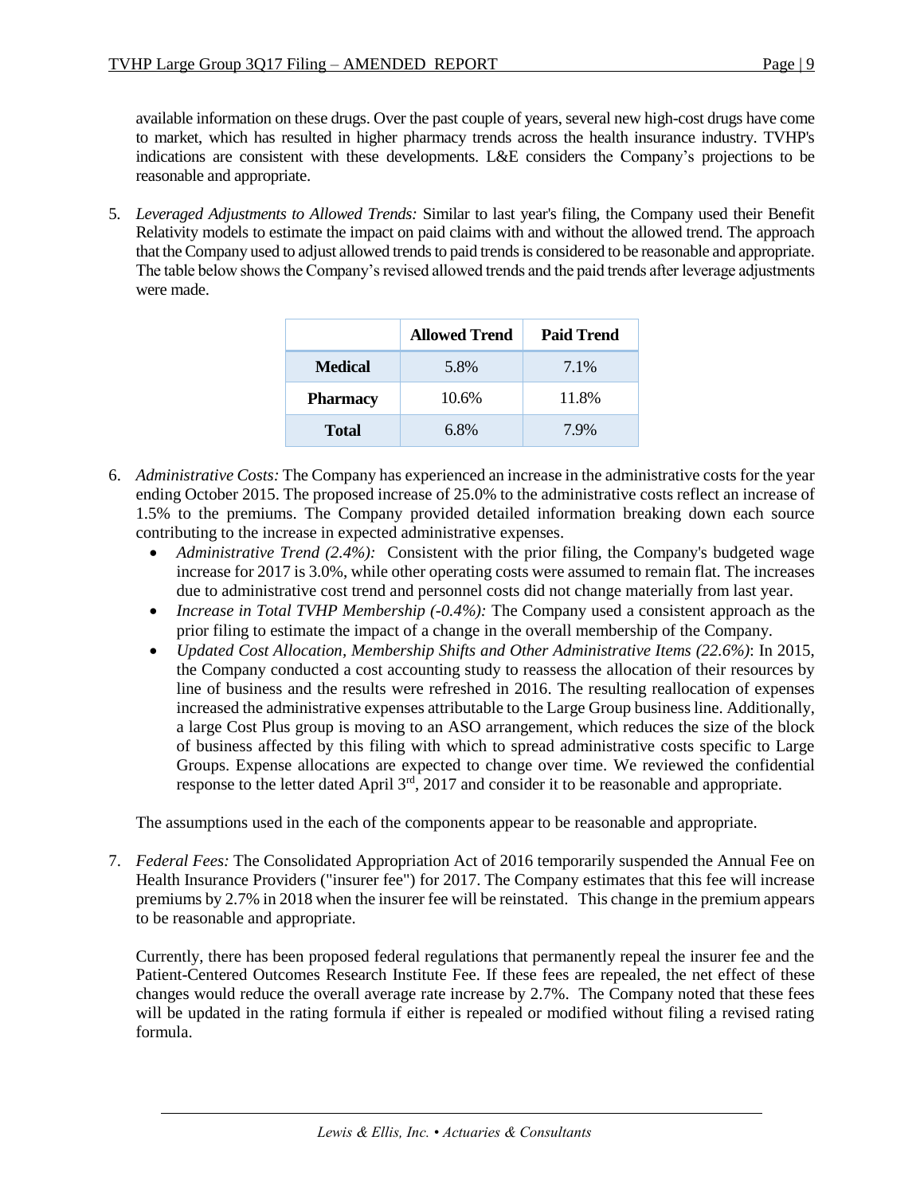available information on these drugs. Over the past couple of years, several new high-cost drugs have come to market, which has resulted in higher pharmacy trends across the health insurance industry. TVHP's indications are consistent with these developments. L&E considers the Company's projections to be reasonable and appropriate.

5. *Leveraged Adjustments to Allowed Trends:* Similar to last year's filing, the Company used their Benefit Relativity models to estimate the impact on paid claims with and without the allowed trend. The approach that the Company used to adjust allowed trends to paid trends is considered to be reasonable and appropriate. The table below shows the Company's revised allowed trends and the paid trends after leverage adjustments were made.

| | **Allowed Trend** | **Paid Trend** |
|---|---|---|
| **Medical** | 5.8% | 7.1% |
| **Pharmacy** | 10.6% | 11.8% |
| **Total** | 6.8% | 7.9% |

6. *Administrative Costs:* The Company has experienced an increase in the administrative costs for the year ending October 2015. The proposed increase of 25.0% to the administrative costs reflect an increase of 1.5% to the premiums. The Company provided detailed information breaking down each source contributing to the increase in expected administrative expenses.
   - *Administrative Trend (2.4%):* Consistent with the prior filing, the Company's budgeted wage increase for 2017 is 3.0%, while other operating costs were assumed to remain flat. The increases due to administrative cost trend and personnel costs did not change materially from last year.
   - *Increase in Total TVHP Membership (-0.4%):* The Company used a consistent approach as the prior filing to estimate the impact of a change in the overall membership of the Company.
   - *Updated Cost Allocation, Membership Shifts and Other Administrative Items (22.6%)*: In 2015, the Company conducted a cost accounting study to reassess the allocation of their resources by line of business and the results were refreshed in 2016. The resulting reallocation of expenses increased the administrative expenses attributable to the Large Group business line. Additionally, a large Cost Plus group is moving to an ASO arrangement, which reduces the size of the block of business affected by this filing with which to spread administrative costs specific to Large Groups. Expense allocations are expected to change over time. We reviewed the confidential response to the letter dated April 3rd, 2017 and consider it to be reasonable and appropriate.

   The assumptions used in the each of the components appear to be reasonable and appropriate.

7. *Federal Fees:* The Consolidated Appropriation Act of 2016 temporarily suspended the Annual Fee on Health Insurance Providers ("insurer fee") for 2017. The Company estimates that this fee will increase premiums by 2.7% in 2018 when the insurer fee will be reinstated. This change in the premium appears to be reasonable and appropriate.

   Currently, there has been proposed federal regulations that permanently repeal the insurer fee and the Patient-Centered Outcomes Research Institute Fee. If these fees are repealed, the net effect of these changes would reduce the overall average rate increase by 2.7%. The Company noted that these fees will be updated in the rating formula if either is repealed or modified without filing a revised rating formula.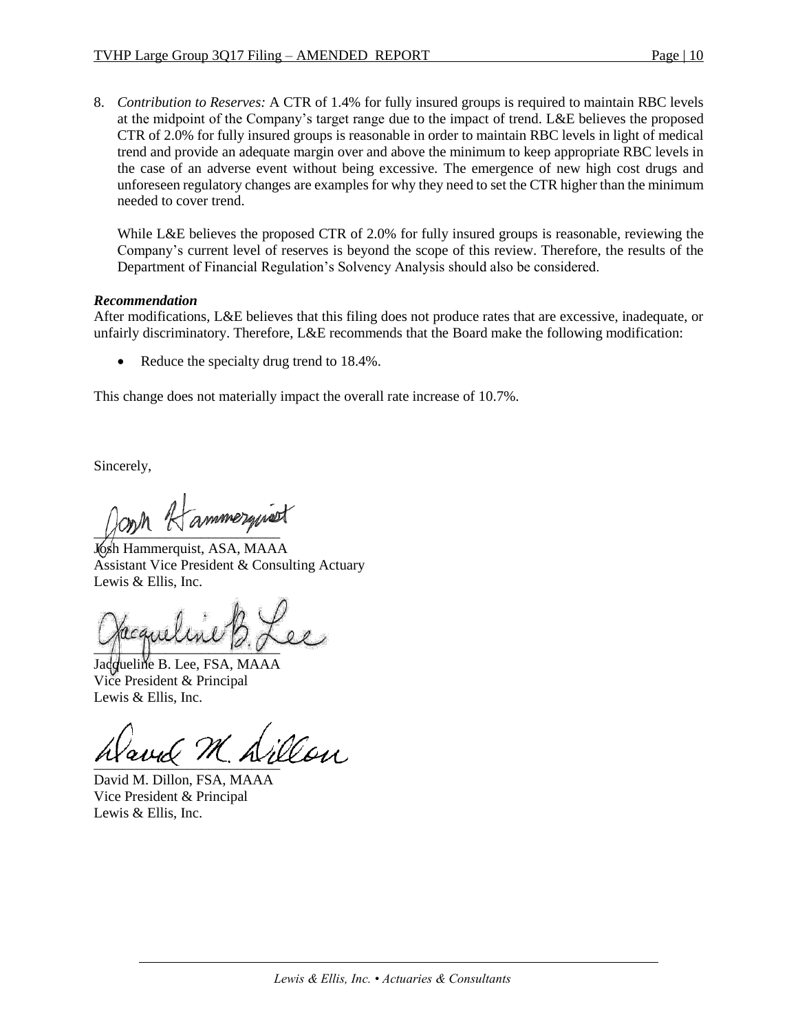8. *Contribution to Reserves:* A CTR of 1.4% for fully insured groups is required to maintain RBC levels at the midpoint of the Company's target range due to the impact of trend. L&E believes the proposed CTR of 2.0% for fully insured groups is reasonable in order to maintain RBC levels in light of medical trend and provide an adequate margin over and above the minimum to keep appropriate RBC levels in the case of an adverse event without being excessive. The emergence of new high cost drugs and unforeseen regulatory changes are examples for why they need to set the CTR higher than the minimum needed to cover trend.

   While L&E believes the proposed CTR of 2.0% for fully insured groups is reasonable, reviewing the Company's current level of reserves is beyond the scope of this review. Therefore, the results of the Department of Financial Regulation's Solvency Analysis should also be considered.

***Recommendation***

After modifications, L&E believes that this filing does not produce rates that are excessive, inadequate, or unfairly discriminatory. Therefore, L&E recommends that the Board make the following modification:

- Reduce the specialty drug trend to 18.4%.

This change does not materially impact the overall rate increase of 10.7%.

Sincerely,

Josh Hammerquist, ASA, MAAA
Assistant Vice President & Consulting Actuary
Lewis & Ellis, Inc.

Jacqueline B. Lee, FSA, MAAA
Vice President & Principal
Lewis & Ellis, Inc.

David M. Dillon, FSA, MAAA
Vice President & Principal
Lewis & Ellis, Inc.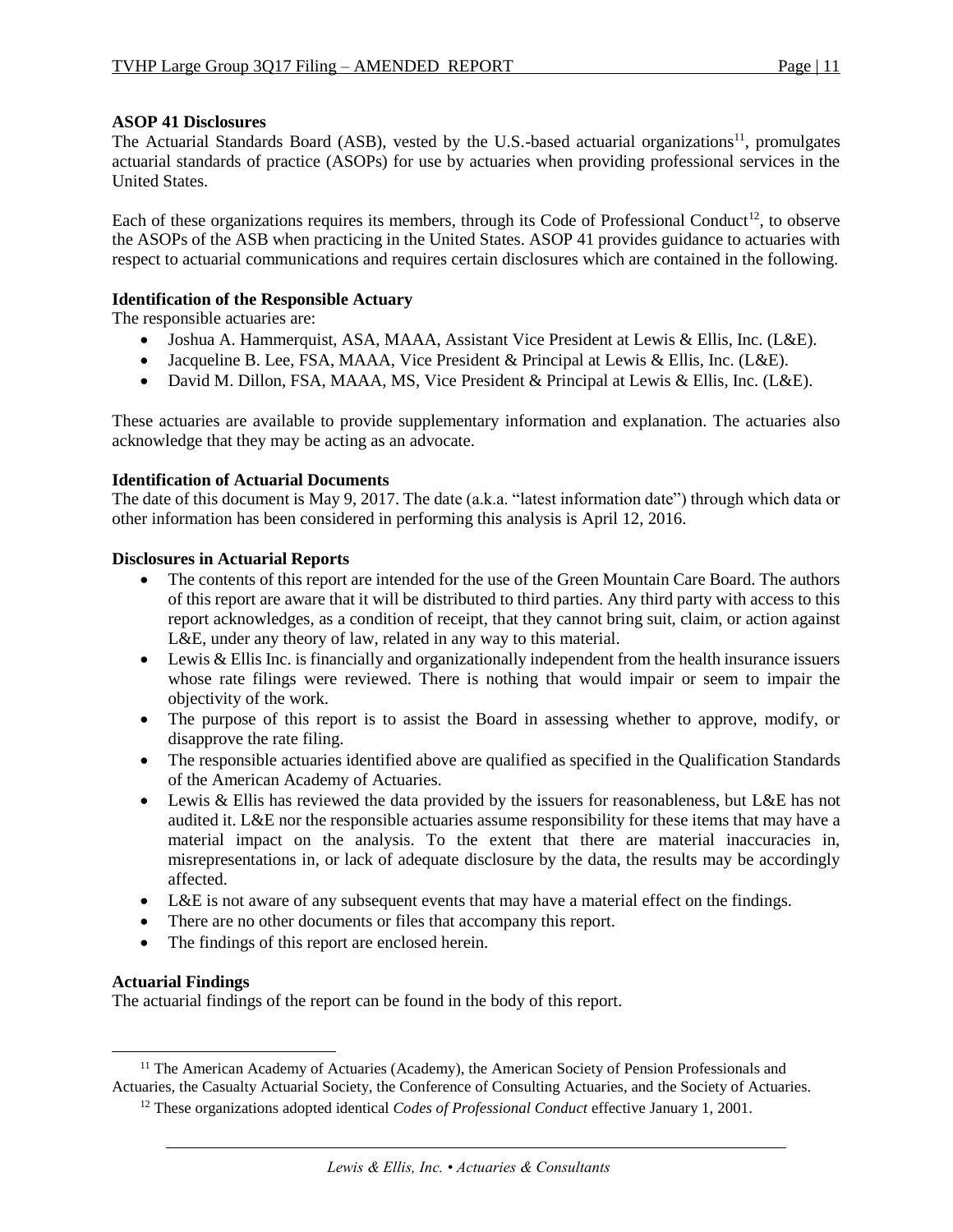**ASOP 41 Disclosures**

The Actuarial Standards Board (ASB), vested by the U.S.-based actuarial organizations[11], promulgates actuarial standards of practice (ASOPs) for use by actuaries when providing professional services in the United States.

Each of these organizations requires its members, through its Code of Professional Conduct[12], to observe the ASOPs of the ASB when practicing in the United States. ASOP 41 provides guidance to actuaries with respect to actuarial communications and requires certain disclosures which are contained in the following.

**Identification of the Responsible Actuary**

The responsible actuaries are:

- Joshua A. Hammerquist, ASA, MAAA, Assistant Vice President at Lewis & Ellis, Inc. (L&E).
- Jacqueline B. Lee, FSA, MAAA, Vice President & Principal at Lewis & Ellis, Inc. (L&E).
- David M. Dillon, FSA, MAAA, MS, Vice President & Principal at Lewis & Ellis, Inc. (L&E).

These actuaries are available to provide supplementary information and explanation. The actuaries also acknowledge that they may be acting as an advocate.

**Identification of Actuarial Documents**

The date of this document is May 9, 2017. The date (a.k.a. "latest information date") through which data or other information has been considered in performing this analysis is April 12, 2016.

**Disclosures in Actuarial Reports**

- The contents of this report are intended for the use of the Green Mountain Care Board. The authors of this report are aware that it will be distributed to third parties. Any third party with access to this report acknowledges, as a condition of receipt, that they cannot bring suit, claim, or action against L&E, under any theory of law, related in any way to this material.
- Lewis & Ellis Inc. is financially and organizationally independent from the health insurance issuers whose rate filings were reviewed. There is nothing that would impair or seem to impair the objectivity of the work.
- The purpose of this report is to assist the Board in assessing whether to approve, modify, or disapprove the rate filing.
- The responsible actuaries identified above are qualified as specified in the Qualification Standards of the American Academy of Actuaries.
- Lewis & Ellis has reviewed the data provided by the issuers for reasonableness, but L&E has not audited it. L&E nor the responsible actuaries assume responsibility for these items that may have a material impact on the analysis. To the extent that there are material inaccuracies in, misrepresentations in, or lack of adequate disclosure by the data, the results may be accordingly affected.
- L&E is not aware of any subsequent events that may have a material effect on the findings.
- There are no other documents or files that accompany this report.
- The findings of this report are enclosed herein.

**Actuarial Findings**

The actuarial findings of the report can be found in the body of this report.

---

[11] The American Academy of Actuaries (Academy), the American Society of Pension Professionals and Actuaries, the Casualty Actuarial Society, the Conference of Consulting Actuaries, and the Society of Actuaries.

[12] These organizations adopted identical *Codes of Professional Conduct* effective January 1, 2001.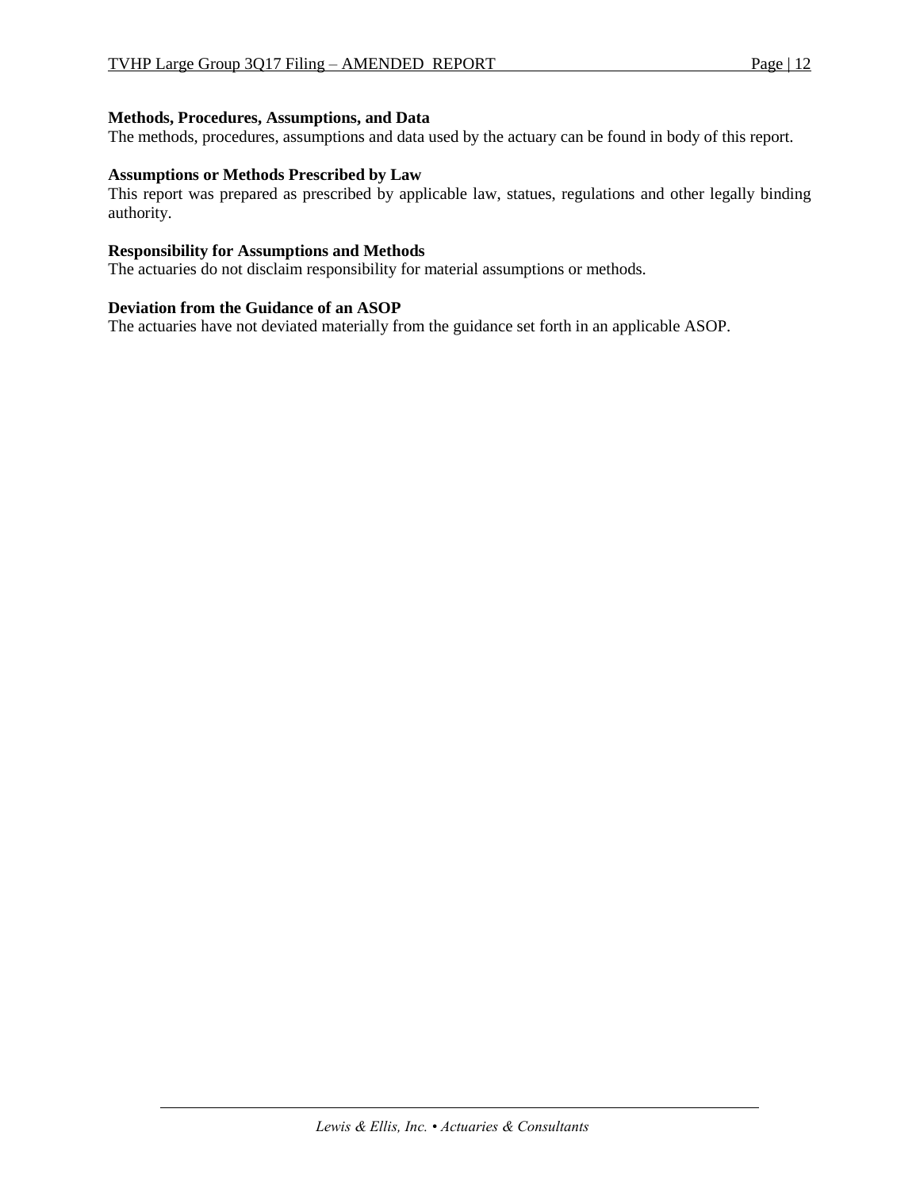**Methods, Procedures, Assumptions, and Data**

The methods, procedures, assumptions and data used by the actuary can be found in body of this report.

**Assumptions or Methods Prescribed by Law**

This report was prepared as prescribed by applicable law, statues, regulations and other legally binding authority.

**Responsibility for Assumptions and Methods**

The actuaries do not disclaim responsibility for material assumptions or methods.

**Deviation from the Guidance of an ASOP**

The actuaries have not deviated materially from the guidance set forth in an applicable ASOP.